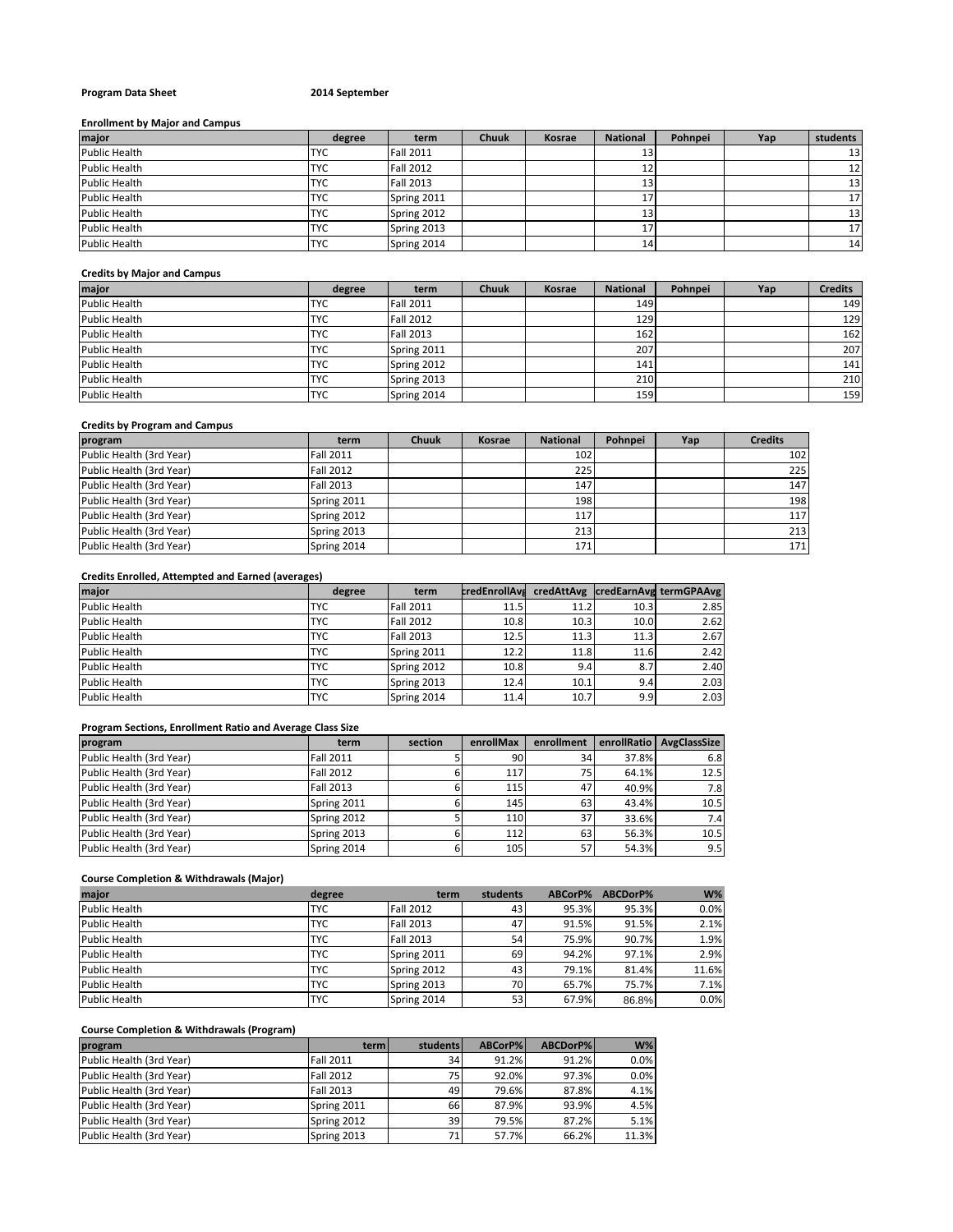**Program Data Sheet** **2014 September**

**Enrollment by Major and Campus**

| major | degree | term | Chuuk | Kosrae | National | Pohnpei | Yap | students |
|---|---|---|---|---|---|---|---|---|
| Public Health | TYC | Fall 2011 | | | 13 | | | 13 |
| Public Health | TYC | Fall 2012 | | | 12 | | | 12 |
| Public Health | TYC | Fall 2013 | | | 13 | | | 13 |
| Public Health | TYC | Spring 2011 | | | 17 | | | 17 |
| Public Health | TYC | Spring 2012 | | | 13 | | | 13 |
| Public Health | TYC | Spring 2013 | | | 17 | | | 17 |
| Public Health | TYC | Spring 2014 | | | 14 | | | 14 |

**Credits by Major and Campus**

| major | degree | term | Chuuk | Kosrae | National | Pohnpei | Yap | Credits |
|---|---|---|---|---|---|---|---|---|
| Public Health | TYC | Fall 2011 | | | 149 | | | 149 |
| Public Health | TYC | Fall 2012 | | | 129 | | | 129 |
| Public Health | TYC | Fall 2013 | | | 162 | | | 162 |
| Public Health | TYC | Spring 2011 | | | 207 | | | 207 |
| Public Health | TYC | Spring 2012 | | | 141 | | | 141 |
| Public Health | TYC | Spring 2013 | | | 210 | | | 210 |
| Public Health | TYC | Spring 2014 | | | 159 | | | 159 |

**Credits by Program and Campus**

| program | term | Chuuk | Kosrae | National | Pohnpei | Yap | Credits |
|---|---|---|---|---|---|---|---|
| Public Health (3rd Year) | Fall 2011 | | | 102 | | | 102 |
| Public Health (3rd Year) | Fall 2012 | | | 225 | | | 225 |
| Public Health (3rd Year) | Fall 2013 | | | 147 | | | 147 |
| Public Health (3rd Year) | Spring 2011 | | | 198 | | | 198 |
| Public Health (3rd Year) | Spring 2012 | | | 117 | | | 117 |
| Public Health (3rd Year) | Spring 2013 | | | 213 | | | 213 |
| Public Health (3rd Year) | Spring 2014 | | | 171 | | | 171 |

**Credits Enrolled, Attempted and Earned (averages)**

| major | degree | term | credEnrollAvg | credAttAvg | credEarnAvg | termGPAAvg |
|---|---|---|---|---|---|---|
| Public Health | TYC | Fall 2011 | 11.5 | 11.2 | 10.3 | 2.85 |
| Public Health | TYC | Fall 2012 | 10.8 | 10.3 | 10.0 | 2.62 |
| Public Health | TYC | Fall 2013 | 12.5 | 11.3 | 11.3 | 2.67 |
| Public Health | TYC | Spring 2011 | 12.2 | 11.8 | 11.6 | 2.42 |
| Public Health | TYC | Spring 2012 | 10.8 | 9.4 | 8.7 | 2.40 |
| Public Health | TYC | Spring 2013 | 12.4 | 10.1 | 9.4 | 2.03 |
| Public Health | TYC | Spring 2014 | 11.4 | 10.7 | 9.9 | 2.03 |

**Program Sections, Enrollment Ratio and Average Class Size**

| program | term | section | enrollMax | enrollment | enrollRatio | AvgClassSize |
|---|---|---|---|---|---|---|
| Public Health (3rd Year) | Fall 2011 | 5 | 90 | 34 | 37.8% | 6.8 |
| Public Health (3rd Year) | Fall 2012 | 6 | 117 | 75 | 64.1% | 12.5 |
| Public Health (3rd Year) | Fall 2013 | 6 | 115 | 47 | 40.9% | 7.8 |
| Public Health (3rd Year) | Spring 2011 | 6 | 145 | 63 | 43.4% | 10.5 |
| Public Health (3rd Year) | Spring 2012 | 5 | 110 | 37 | 33.6% | 7.4 |
| Public Health (3rd Year) | Spring 2013 | 6 | 112 | 63 | 56.3% | 10.5 |
| Public Health (3rd Year) | Spring 2014 | 6 | 105 | 57 | 54.3% | 9.5 |

**Course Completion & Withdrawals (Major)**

| major | degree | term | students | ABCorP% | ABCDorP% | W% |
|---|---|---|---|---|---|---|
| Public Health | TYC | Fall 2012 | 43 | 95.3% | 95.3% | 0.0% |
| Public Health | TYC | Fall 2013 | 47 | 91.5% | 91.5% | 2.1% |
| Public Health | TYC | Fall 2013 | 54 | 75.9% | 90.7% | 1.9% |
| Public Health | TYC | Spring 2011 | 69 | 94.2% | 97.1% | 2.9% |
| Public Health | TYC | Spring 2012 | 43 | 79.1% | 81.4% | 11.6% |
| Public Health | TYC | Spring 2013 | 70 | 65.7% | 75.7% | 7.1% |
| Public Health | TYC | Spring 2014 | 53 | 67.9% | 86.8% | 0.0% |

**Course Completion & Withdrawals (Program)**

| program | term | students | ABCorP% | ABCDorP% | W% |
|---|---|---|---|---|---|
| Public Health (3rd Year) | Fall 2011 | 34 | 91.2% | 91.2% | 0.0% |
| Public Health (3rd Year) | Fall 2012 | 75 | 92.0% | 97.3% | 0.0% |
| Public Health (3rd Year) | Fall 2013 | 49 | 79.6% | 87.8% | 4.1% |
| Public Health (3rd Year) | Spring 2011 | 66 | 87.9% | 93.9% | 4.5% |
| Public Health (3rd Year) | Spring 2012 | 39 | 79.5% | 87.2% | 5.1% |
| Public Health (3rd Year) | Spring 2013 | 71 | 57.7% | 66.2% | 11.3% |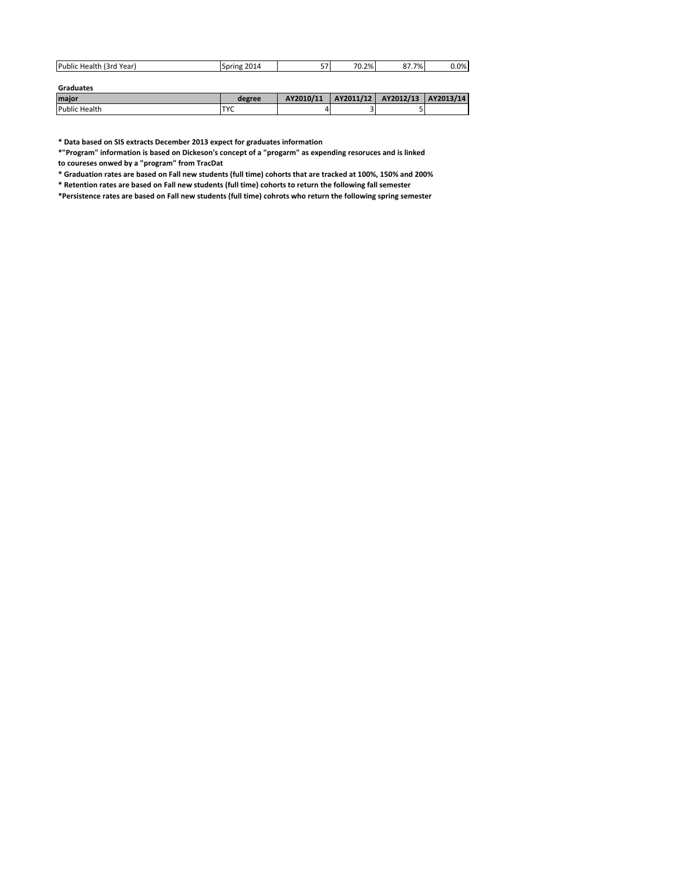| | | | | | |
|---|---|---|---|---|---|
| Public Health (3rd Year) | Spring 2014 | 57 | 70.2% | 87.7% | 0.0% |

**Graduates**

| major | degree | AY2010/11 | AY2011/12 | AY2012/13 | AY2013/14 |
|---|---|---|---|---|---|
| Public Health | TYC | 4 | 3 | 5 | |

**\* Data based on SIS extracts December 2013 expect for graduates information**

**\*"Program" information is based on Dickeson's concept of a "progarm" as expending resoruces and is linked to coureses onwed by a "program" from TracDat**

**\* Graduation rates are based on Fall new students (full time) cohorts that are tracked at 100%, 150% and 200%**

**\* Retention rates are based on Fall new students (full time) cohorts to return the following fall semester**

**\*Persistence rates are based on Fall new students (full time) cohrots who return the following spring semester**